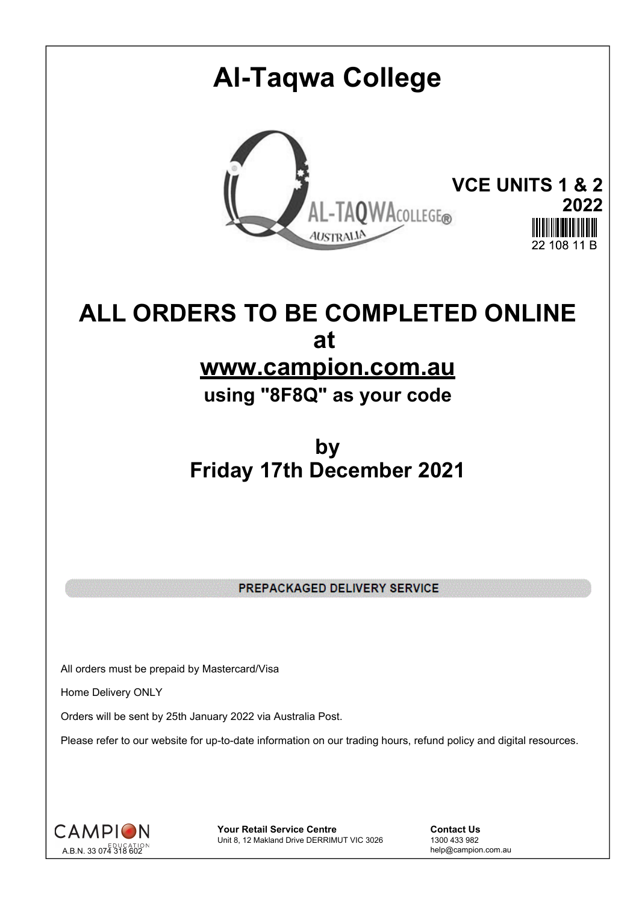# Al-Taqwa College

**VCE UNITS 1 & 2**
**2022**

22 108 11 B

## ALL ORDERS TO BE COMPLETED ONLINE at www.campion.com.au

**using "8F8Q" as your code**

## by Friday 17th December 2021

**PREPACKAGED DELIVERY SERVICE**

All orders must be prepaid by Mastercard/Visa

Home Delivery ONLY

Orders will be sent by 25th January 2022 via Australia Post.

Please refer to our website for up-to-date information on our trading hours, refund policy and digital resources.

CAMPION EDUCATION
A.B.N. 33 074 318 602

**Your Retail Service Centre**
Unit 8, 12 Makland Drive DERRIMUT VIC 3026

**Contact Us**
1300 433 982
help@campion.com.au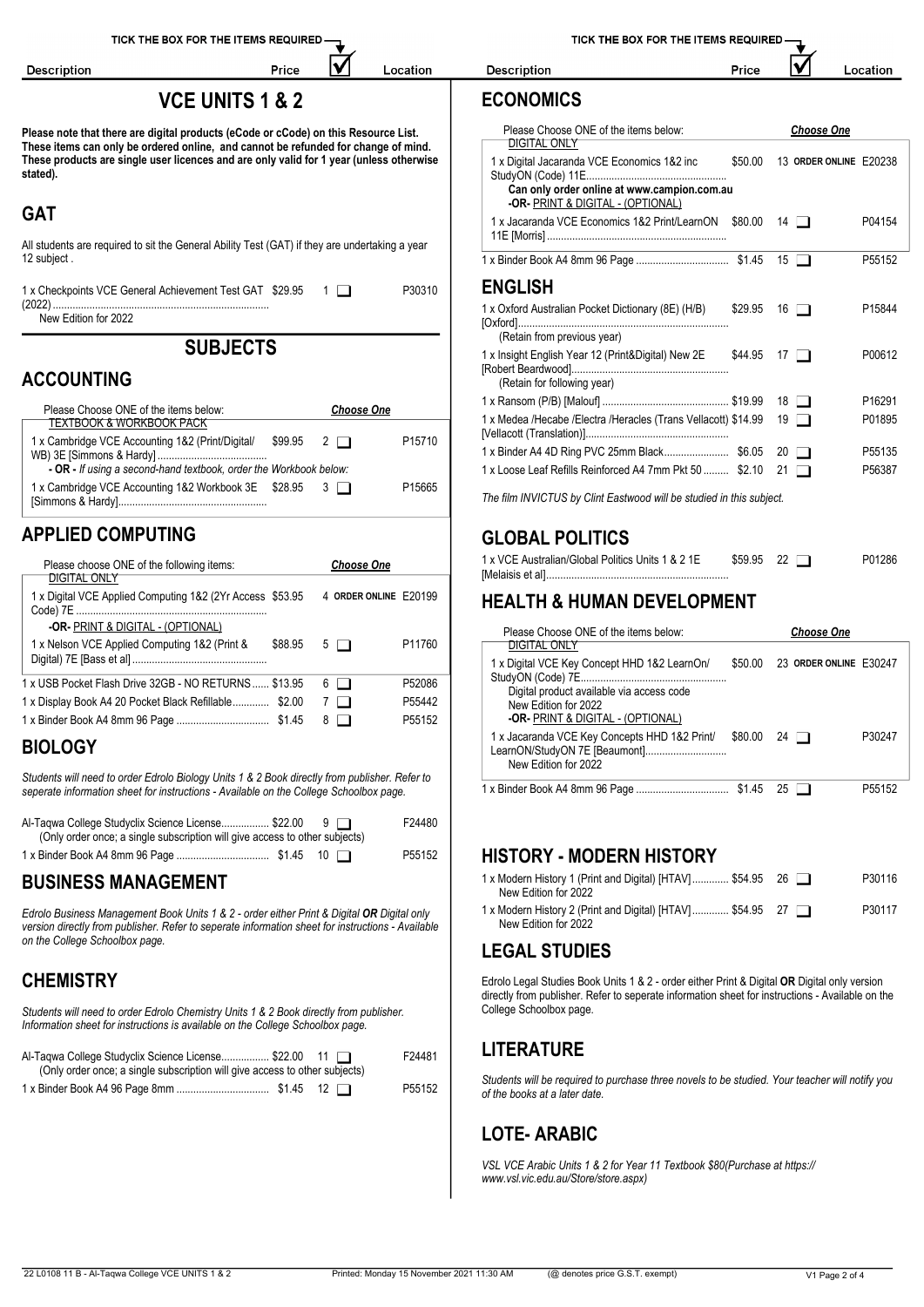# VCE UNITS 1 & 2

**Please note that there are digital products (eCode or cCode) on this Resource List. These items can only be ordered online, and cannot be refunded for change of mind. These products are single user licences and are only valid for 1 year (unless otherwise stated).**

## GAT

All students are required to sit the General Ability Test (GAT) if they are undertaking a year 12 subject .

| Description | Price | ☑ | Location |
|---|---|---|---|
| 1 x Checkpoints VCE General Achievement Test GAT (2022) — New Edition for 2022 | $29.95 | 1 ❑ | P30310 |

# SUBJECTS

## ACCOUNTING

| Description | Price | ☑ | Location |
|---|---|---|---|
| Please Choose ONE of the items below: TEXTBOOK & WORKBOOK PACK | | *Choose One* | |
| 1 x Cambridge VCE Accounting 1&2 (Print/Digital/WB) 3E [Simmons & Hardy] | $99.95 | 2 ❑ | P15710 |
| **- OR -** *If using a second-hand textbook, order the Workbook below:* | | | |
| 1 x Cambridge VCE Accounting 1&2 Workbook 3E [Simmons & Hardy] | $28.95 | 3 ❑ | P15665 |

## APPLIED COMPUTING

| Description | Price | ☑ | Location |
|---|---|---|---|
| Please choose ONE of the following items: DIGITAL ONLY | | *Choose One* | |
| 1 x Digital VCE Applied Computing 1&2 (2Yr Access Code) 7E | $53.95 | 4 **ORDER ONLINE** | E20199 |
| **-OR-** PRINT & DIGITAL - (OPTIONAL) | | | |
| 1 x Nelson VCE Applied Computing 1&2 (Print & Digital) 7E [Bass et al] | $88.95 | 5 ❑ | P11760 |
| 1 x USB Pocket Flash Drive 32GB - NO RETURNS | $13.95 | 6 ❑ | P52086 |
| 1 x Display Book A4 20 Pocket Black Refillable | $2.00 | 7 ❑ | P55442 |
| 1 x Binder Book A4 8mm 96 Page | $1.45 | 8 ❑ | P55152 |

## BIOLOGY

*Students will need to order Edrolo Biology Units 1 & 2 Book directly from publisher. Refer to seperate information sheet for instructions - Available on the College Schoolbox page.*

| Description | Price | ☑ | Location |
|---|---|---|---|
| Al-Taqwa College Studyclix Science License (Only order once; a single subscription will give access to other subjects) | $22.00 | 9 ❑ | F24480 |
| 1 x Binder Book A4 8mm 96 Page | $1.45 | 10 ❑ | P55152 |

## BUSINESS MANAGEMENT

*Edrolo Business Management Book Units 1 & 2 - order either Print & Digital **OR** Digital only version directly from publisher. Refer to seperate information sheet for instructions - Available on the College Schoolbox page.*

## CHEMISTRY

*Students will need to order Edrolo Chemistry Units 1 & 2 Book directly from publisher. Information sheet for instructions is available on the College Schoolbox page.*

| Description | Price | ☑ | Location |
|---|---|---|---|
| Al-Taqwa College Studyclix Science License (Only order once; a single subscription will give access to other subjects) | $22.00 | 11 ❑ | F24481 |
| 1 x Binder Book A4 96 Page 8mm | $1.45 | 12 ❑ | P55152 |

## ECONOMICS

| Description | Price | ☑ | Location |
|---|---|---|---|
| Please Choose ONE of the items below: DIGITAL ONLY | | *Choose One* | |
| 1 x Digital Jacaranda VCE Economics 1&2 inc StudyON (Code) 11E — **Can only order online at www.campion.com.au** | $50.00 | 13 **ORDER ONLINE** | E20238 |
| **-OR-** PRINT & DIGITAL - (OPTIONAL) | | | |
| 1 x Jacaranda VCE Economics 1&2 Print/LearnON 11E [Morris] | $80.00 | 14 ❑ | P04154 |
| 1 x Binder Book A4 8mm 96 Page | $1.45 | 15 ❑ | P55152 |

## ENGLISH

| Description | Price | ☑ | Location |
|---|---|---|---|
| 1 x Oxford Australian Pocket Dictionary (8E) (H/B) [Oxford] (Retain from previous year) | $29.95 | 16 ❑ | P15844 |
| 1 x Insight English Year 12 (Print&Digital) New 2E [Robert Beardwood] (Retain for following year) | $44.95 | 17 ❑ | P00612 |
| 1 x Ransom (P/B) [Malouf] | $19.99 | 18 ❑ | P16291 |
| 1 x Medea /Hecabe /Electra /Heracles (Trans Vellacott) [Vellacott (Translation)] | $14.99 | 19 ❑ | P01895 |
| 1 x Binder A4 4D Ring PVC 25mm Black | $6.05 | 20 ❑ | P55135 |
| 1 x Loose Leaf Refills Reinforced A4 7mm Pkt 50 | $2.10 | 21 ❑ | P56387 |

*The film INVICTUS by Clint Eastwood will be studied in this subject.*

## GLOBAL POLITICS

| Description | Price | ☑ | Location |
|---|---|---|---|
| 1 x VCE Australian/Global Politics Units 1 & 2 1E [Melaisis et al] | $59.95 | 22 ❑ | P01286 |

## HEALTH & HUMAN DEVELOPMENT

| Description | Price | ☑ | Location |
|---|---|---|---|
| Please Choose ONE of the items below: DIGITAL ONLY | | *Choose One* | |
| 1 x Digital VCE Key Concept HHD 1&2 LearnOn/StudyON (Code) 7E — Digital product available via access code — New Edition for 2022 | $50.00 | 23 **ORDER ONLINE** | E30247 |
| **-OR-** PRINT & DIGITAL - (OPTIONAL) | | | |
| 1 x Jacaranda VCE Key Concepts HHD 1&2 Print/LearnON/StudyON 7E [Beaumont] — New Edition for 2022 | $80.00 | 24 ❑ | P30247 |
| 1 x Binder Book A4 8mm 96 Page | $1.45 | 25 ❑ | P55152 |

## HISTORY - MODERN HISTORY

| Description | Price | ☑ | Location |
|---|---|---|---|
| 1 x Modern History 1 (Print and Digital) [HTAV] — New Edition for 2022 | $54.95 | 26 ❑ | P30116 |
| 1 x Modern History 2 (Print and Digital) [HTAV] — New Edition for 2022 | $54.95 | 27 ❑ | P30117 |

## LEGAL STUDIES

Edrolo Legal Studies Book Units 1 & 2 - order either Print & Digital **OR** Digital only version directly from publisher. Refer to seperate information sheet for instructions - Available on the College Schoolbox page.

## LITERATURE

*Students will be required to purchase three novels to be studied. Your teacher will notify you of the books at a later date.*

## LOTE- ARABIC

*VSL VCE Arabic Units 1 & 2 for Year 11 Textbook $80(Purchase at https://www.vsl.vic.edu.au/Store/store.aspx)*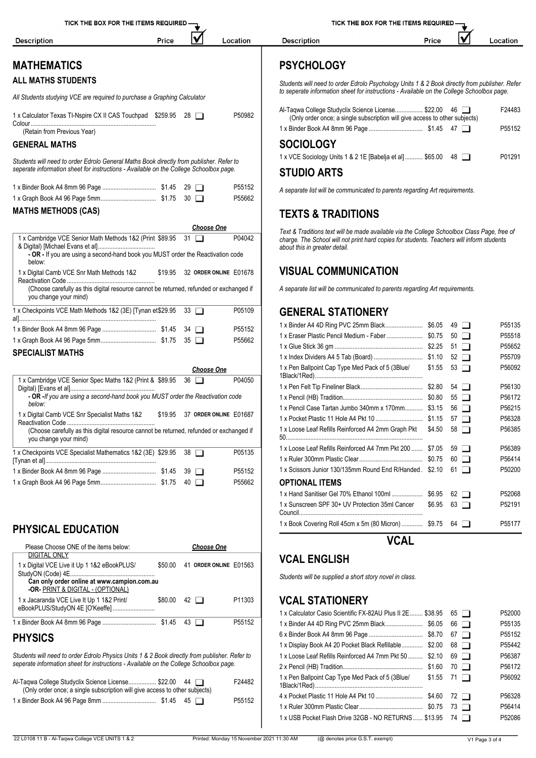| Description | Price | ☑ | Location |
|---|---|---|---|

## MATHEMATICS

### ALL MATHS STUDENTS

*All Students studying VCE are required to purchase a Graphing Calculator*

| Description | Price | ☑ | Location |
|---|---|---|---|
| 1 x Calculator Texas TI-Nspire CX II CAS Touchpad Colour (Retain from Previous Year) | $259.95 | 28 ☐ | P50982 |

### GENERAL MATHS

*Students will need to order Edrolo General Maths Book directly from publisher. Refer to seperate information sheet for instructions - Available on the College Schoolbox page.*

| Description | Price | ☑ | Location |
|---|---|---|---|
| 1 x Binder Book A4 8mm 96 Page | $1.45 | 29 ☐ | P55152 |
| 1 x Graph Book A4 96 Page 5mm | $1.75 | 30 ☐ | P55662 |

### MATHS METHODS (CAS)

*Choose One*

| Description | Price | ☑ | Location |
|---|---|---|---|
| 1 x Cambridge VCE Senior Math Methods 1&2 (Print & Digital) [Michael Evans et al] | $89.95 | 31 ☐ | P04042 |
| **- OR -** If you are using a second-hand book you MUST order the Reactivation code below: | | | |
| 1 x Digital Camb VCE Snr Math Methods 1&2 Reactivation Code | $19.95 | 32 ORDER ONLINE | E01678 |
| (Choose carefully as this digital resource cannot be returned, refunded or exchanged if you change your mind) | | | |
| 1 x Checkpoints VCE Math Methods 1&2 (3E) [Tynan et al] | $29.95 | 33 ☐ | P05109 |
| 1 x Binder Book A4 8mm 96 Page | $1.45 | 34 ☐ | P55152 |
| 1 x Graph Book A4 96 Page 5mm | $1.75 | 35 ☐ | P55662 |

### SPECIALIST MATHS

*Choose One*

| Description | Price | ☑ | Location |
|---|---|---|---|
| 1 x Cambridge VCE Senior Spec Maths 1&2 (Print & Digital) [Evans et al] | $89.95 | 36 ☐ | P04050 |
| **- OR -** *If you are using a second-hand book you MUST order the Reactivation code below:* | | | |
| 1 x Digital Camb VCE Snr Specialist Maths 1&2 Reactivation Code | $19.95 | 37 ORDER ONLINE | E01687 |
| (Choose carefully as this digital resource cannot be returned, refunded or exchanged if you change your mind) | | | |
| 1 x Checkpoints VCE Specialist Mathematics 1&2 (3E) [Tynan et al] | $29.95 | 38 ☐ | P05135 |
| 1 x Binder Book A4 8mm 96 Page | $1.45 | 39 ☐ | P55152 |
| 1 x Graph Book A4 96 Page 5mm | $1.75 | 40 ☐ | P55662 |

## PHYSICAL EDUCATION

Please Choose ONE of the items below: *Choose One*

| Description | Price | ☑ | Location |
|---|---|---|---|
| DIGITAL ONLY | | | |
| 1 x Digital VCE Live it Up 1 1&2 eBookPLUS/ StudyON (Code) 4E | $50.00 | 41 ORDER ONLINE | E01563 |
| **Can only order online at www.campion.com.au** | | | |
| **-OR-** PRINT & DIGITAL - (OPTIONAL) | | | |
| 1 x Jacaranda VCE Live It Up 1 1&2 Print/ eBookPLUS/StudyOn 4E [O'Keeffe] | $80.00 | 42 ☐ | P11303 |
| 1 x Binder Book A4 8mm 96 Page | $1.45 | 43 ☐ | P55152 |

## PHYSICS

*Students will need to order Edrolo Physics Units 1 & 2 Book directly from publisher. Refer to seperate information sheet for instructions - Available on the College Schoolbox page.*

| Description | Price | ☑ | Location |
|---|---|---|---|
| Al-Taqwa College Studyclix Science License (Only order once; a single subscription will give access to other subjects) | $22.00 | 44 ☐ | F24482 |
| 1 x Binder Book A4 96 Page 8mm | $1.45 | 45 ☐ | P55152 |

## PSYCHOLOGY

*Students will need to order Edrolo Psychology Units 1 & 2 Book directly from publisher. Refer to seperate information sheet for instructions - Available on the College Schoolbox page.*

| Description | Price | ☑ | Location |
|---|---|---|---|
| Al-Taqwa College Studyclix Science License (Only order once; a single subscription will give access to other subjects) | $22.00 | 46 ☐ | F24483 |
| 1 x Binder Book A4 8mm 96 Page | $1.45 | 47 ☐ | P55152 |

## SOCIOLOGY

| Description | Price | ☑ | Location |
|---|---|---|---|
| 1 x VCE Sociology Units 1 & 2 1E [Babelja et al] | $65.00 | 48 ☐ | P01291 |

## STUDIO ARTS

*A separate list will be communicated to parents regarding Art requirements.*

## TEXTS & TRADITIONS

*Text & Traditions text will be made available via the College Schoolbox Class Page, free of charge. The School will not print hard copies for students. Teachers will inform students about this in greater detail.*

## VISUAL COMMUNICATION

*A separate list will be communicated to parents regarding Art requirements.*

## GENERAL STATIONERY

| Description | Price | ☑ | Location |
|---|---|---|---|
| 1 x Binder A4 4D Ring PVC 25mm Black | $6.05 | 49 ☐ | P55135 |
| 1 x Eraser Plastic Pencil Medium - Faber | $0.75 | 50 ☐ | P55518 |
| 1 x Glue Stick 36 gm | $2.25 | 51 ☐ | P55652 |
| 1 x Index Dividers A4 5 Tab (Board) | $1.10 | 52 ☐ | P55709 |
| 1 x Pen Ballpoint Cap Type Med Pack of 5 (3Blue/ 1Black/1Red) | $1.55 | 53 ☐ | P56092 |
| 1 x Pen Felt Tip Fineliner Black | $2.80 | 54 ☐ | P56130 |
| 1 x Pencil (HB) Tradition | $0.80 | 55 ☐ | P56172 |
| 1 x Pencil Case Tartan Jumbo 340mm x 170mm | $3.15 | 56 ☐ | P56215 |
| 1 x Pocket Plastic 11 Hole A4 Pkt 10 | $1.15 | 57 ☐ | P56328 |
| 1 x Loose Leaf Refills Reinforced A4 2mm Graph Pkt 50 | $4.50 | 58 ☐ | P56385 |
| 1 x Loose Leaf Refills Reinforced A4 7mm Pkt 200 | $7.05 | 59 ☐ | P56389 |
| 1 x Ruler 300mm Plastic Clear | $0.75 | 60 ☐ | P56414 |
| 1 x Scissors Junior 130/135mm Round End R/Handed | $2.10 | 61 ☐ | P50200 |

### OPTIONAL ITEMS

| Description | Price | ☑ | Location |
|---|---|---|---|
| 1 x Hand Sanitiser Gel 70% Ethanol 100ml | $6.95 | 62 ☐ | P52068 |
| 1 x Sunscreen SPF 30+ UV Protection 35ml Cancer Council | $6.95 | 63 ☐ | P52191 |
| 1 x Book Covering Roll 45cm x 5m (80 Micron) | $9.75 | 64 ☐ | P55177 |

# VCAL

## VCAL ENGLISH

*Students will be supplied a short story novel in class.*

## VCAL STATIONERY

| Description | Price | ☑ | Location |
|---|---|---|---|
| 1 x Calculator Casio Scientific FX-82AU Plus II 2E | $38.95 | 65 ☐ | P52000 |
| 1 x Binder A4 4D Ring PVC 25mm Black | $6.05 | 66 ☐ | P55135 |
| 6 x Binder Book A4 8mm 96 Page | $8.70 | 67 ☐ | P55152 |
| 1 x Display Book A4 20 Pocket Black Refillable | $2.00 | 68 ☐ | P55442 |
| 1 x Loose Leaf Refills Reinforced A4 7mm Pkt 50 | $2.10 | 69 ☐ | P56387 |
| 2 x Pencil (HB) Tradition | $1.60 | 70 ☐ | P56172 |
| 1 x Pen Ballpoint Cap Type Med Pack of 5 (3Blue/ 1Black/1Red) | $1.55 | 71 ☐ | P56092 |
| 4 x Pocket Plastic 11 Hole A4 Pkt 10 | $4.60 | 72 ☐ | P56328 |
| 1 x Ruler 300mm Plastic Clear | $0.75 | 73 ☐ | P56414 |
| 1 x USB Pocket Flash Drive 32GB - NO RETURNS | $13.95 | 74 ☐ | P52086 |

(@ denotes price G.S.T. exempt)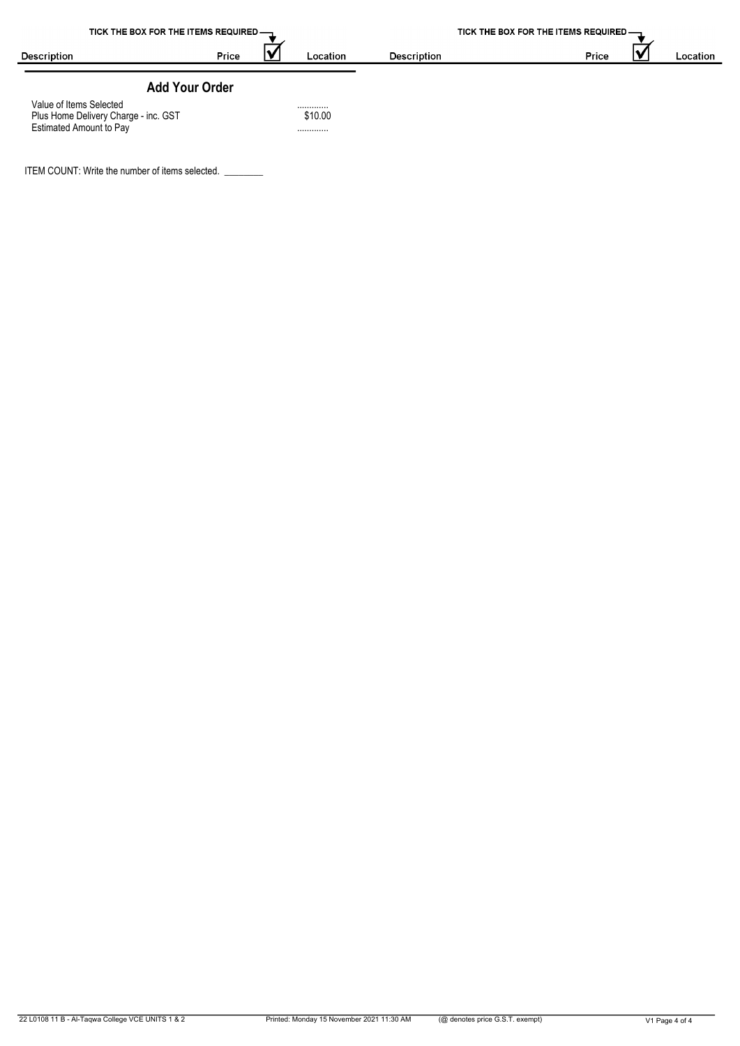| Description | Price | ☑ | Location | Description | Price | ☑ | Location |
| --- | --- | --- | --- | --- | --- | --- | --- |

TICK THE BOX FOR THE ITEMS REQUIRED

## Add Your Order

| | |
| --- | --- |
| Value of Items Selected | ............ |
| Plus Home Delivery Charge - inc. GST | $10.00 |
| Estimated Amount to Pay | ............ |

ITEM COUNT: Write the number of items selected. ________

22 L0108 11 B - Al-Taqwa College VCE UNITS 1 & 2 Printed: Monday 15 November 2021 11:30 AM (@ denotes price G.S.T. exempt)